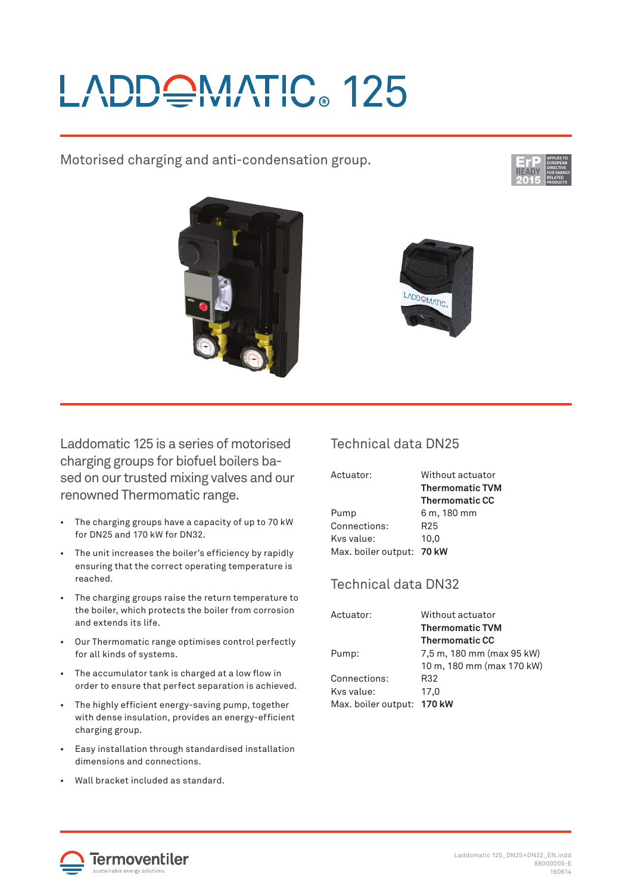# LADDOMATIC® 125

Motorised charging and anti-condensation group.

Laddomatic 125 is a series of motorised charging groups for biofuel boilers based on our trusted mixing valves and our renowned Thermomatic range.

- The charging groups have a capacity of up to 70 kW for DN25 and 170 kW for DN32.
- The unit increases the boiler's efficiency by rapidly ensuring that the correct operating temperature is reached.
- The charging groups raise the return temperature to the boiler, which protects the boiler from corrosion and extends its life.
- Our Thermomatic range optimises control perfectly for all kinds of systems.
- The accumulator tank is charged at a low flow in order to ensure that perfect separation is achieved.
- The highly efficient energy-saving pump, together with dense insulation, provides an energy-efficient charging group.
- Easy installation through standardised installation dimensions and connections.
- Wall bracket included as standard.

## Technical data DN25

| | |
|---|---|
| Actuator: | Without actuator<br>**Thermomatic TVM**<br>**Thermomatic CC** |
| Pump | 6 m, 180 mm |
| Connections: | R25 |
| Kvs value: | 10,0 |
| Max. boiler output: | **70 kW** |

## Technical data DN32

| | |
|---|---|
| Actuator: | Without actuator<br>**Thermomatic TVM**<br>**Thermomatic CC** |
| Pump: | 7,5 m, 180 mm (max 95 kW)<br>10 m, 180 mm (max 170 kW) |
| Connections: | R32 |
| Kvs value: | 17,0 |
| Max. boiler output: | **170 kW** |

Termoventiler
sustainable energy solutions

Laddomatic 125_DN25+DN32_EN.indd
88000005-E
160614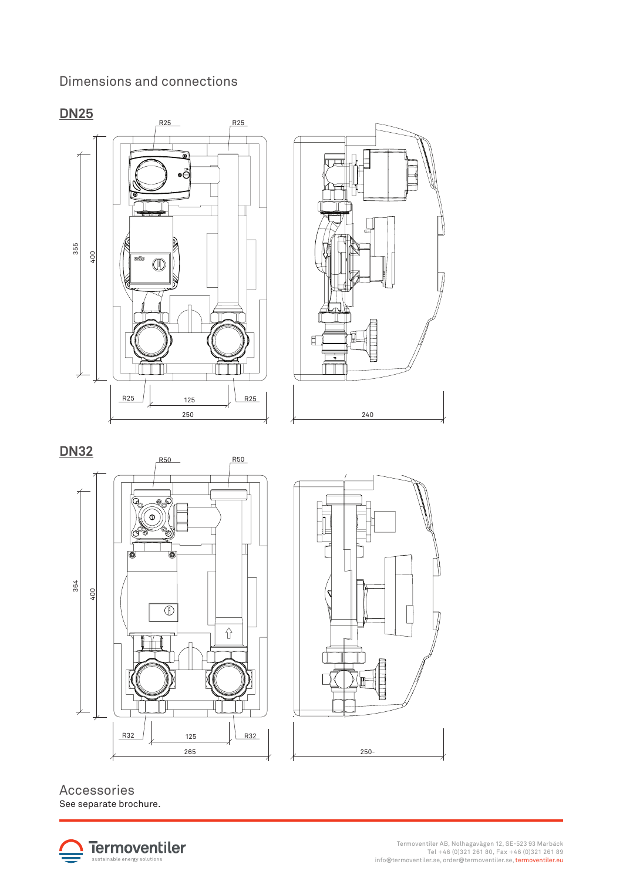## Dimensions and connections

### DN25

R25
R25
355
400
R25
125
R25
250
240

### DN32

R50
R50
364
400
R32
125
R32
265
250-

## Accessories

See separate brochure.

Termoventiler AB, Nolhagavägen 12, SE-523 93 Marbäck
Tel +46 (0)321 261 80, Fax +46 (0)321 261 89
info@termoventiler.se, order@termoventiler.se, termoventiler.eu